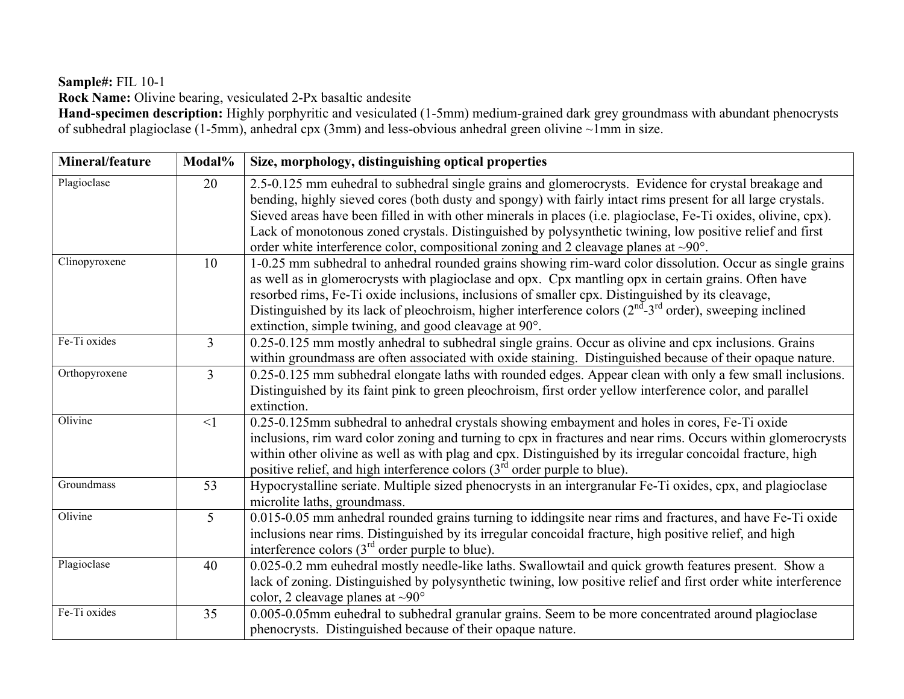**Sample#:** FIL 10-1
**Rock Name:** Olivine bearing, vesiculated 2-Px basaltic andesite
**Hand-specimen description:** Highly porphyritic and vesiculated (1-5mm) medium-grained dark grey groundmass with abundant phenocrysts of subhedral plagioclase (1-5mm), anhedral cpx (3mm) and less-obvious anhedral green olivine ~1mm in size.

| Mineral/feature | Modal% | Size, morphology, distinguishing optical properties |
|---|---|---|
| Plagioclase | 20 | 2.5-0.125 mm euhedral to subhedral single grains and glomerocrysts. Evidence for crystal breakage and bending, highly sieved cores (both dusty and spongy) with fairly intact rims present for all large crystals. Sieved areas have been filled in with other minerals in places (i.e. plagioclase, Fe-Ti oxides, olivine, cpx). Lack of monotonous zoned crystals. Distinguished by polysynthetic twining, low positive relief and first order white interference color, compositional zoning and 2 cleavage planes at ~90°. |
| Clinopyroxene | 10 | 1-0.25 mm subhedral to anhedral rounded grains showing rim-ward color dissolution. Occur as single grains as well as in glomerocrysts with plagioclase and opx. Cpx mantling opx in certain grains. Often have resorbed rims, Fe-Ti oxide inclusions, inclusions of smaller cpx. Distinguished by its cleavage, Distinguished by its lack of pleochroism, higher interference colors (2nd-3rd order), sweeping inclined extinction, simple twining, and good cleavage at 90°. |
| Fe-Ti oxides | 3 | 0.25-0.125 mm mostly anhedral to subhedral single grains. Occur as olivine and cpx inclusions. Grains within groundmass are often associated with oxide staining. Distinguished because of their opaque nature. |
| Orthopyroxene | 3 | 0.25-0.125 mm subhedral elongate laths with rounded edges. Appear clean with only a few small inclusions. Distinguished by its faint pink to green pleochroism, first order yellow interference color, and parallel extinction. |
| Olivine | <1 | 0.25-0.125mm subhedral to anhedral crystals showing embayment and holes in cores, Fe-Ti oxide inclusions, rim ward color zoning and turning to cpx in fractures and near rims. Occurs within glomerocrysts within other olivine as well as with plag and cpx. Distinguished by its irregular concoidal fracture, high positive relief, and high interference colors (3rd order purple to blue). |
| Groundmass | 53 | Hypocrystalline seriate. Multiple sized phenocrysts in an intergranular Fe-Ti oxides, cpx, and plagioclase microlite laths, groundmass. |
| Olivine | 5 | 0.015-0.05 mm anhedral rounded grains turning to iddingsite near rims and fractures, and have Fe-Ti oxide inclusions near rims. Distinguished by its irregular concoidal fracture, high positive relief, and high interference colors (3rd order purple to blue). |
| Plagioclase | 40 | 0.025-0.2 mm euhedral mostly needle-like laths. Swallowtail and quick growth features present. Show a lack of zoning. Distinguished by polysynthetic twining, low positive relief and first order white interference color, 2 cleavage planes at ~90° |
| Fe-Ti oxides | 35 | 0.005-0.05mm euhedral to subhedral granular grains. Seem to be more concentrated around plagioclase phenocrysts. Distinguished because of their opaque nature. |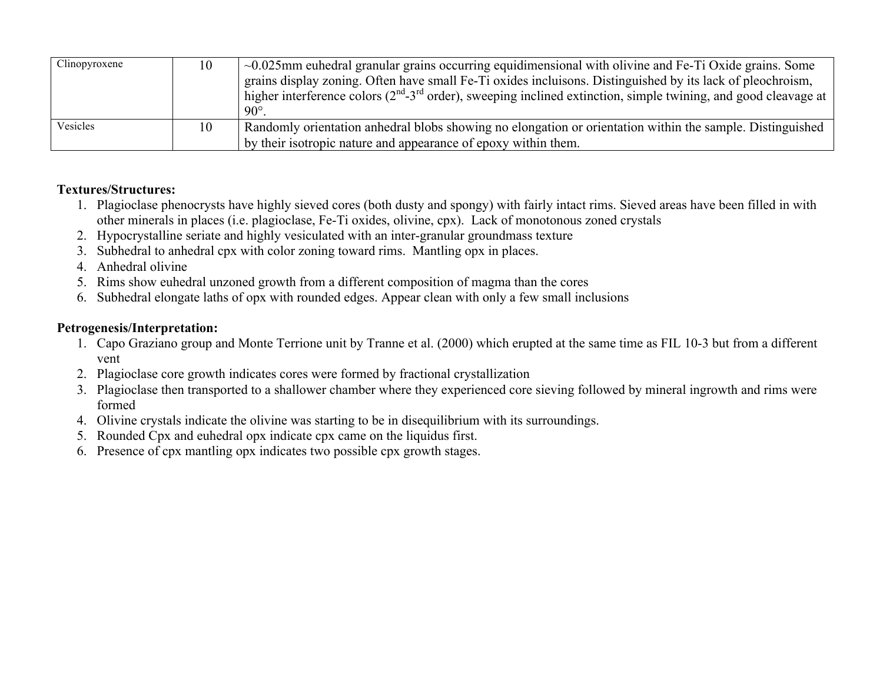| Clinopyroxene | 10 | ~0.025mm euhedral granular grains occurring equidimensional with olivine and Fe-Ti Oxide grains. Some grains display zoning. Often have small Fe-Ti oxides incluisons. Distinguished by its lack of pleochroism, higher interference colors (2nd-3rd order), sweeping inclined extinction, simple twining, and good cleavage at 90°. |
|---|---|---|
| Vesicles | 10 | Randomly orientation anhedral blobs showing no elongation or orientation within the sample. Distinguished by their isotropic nature and appearance of epoxy within them. |

**Textures/Structures:**

1. Plagioclase phenocrysts have highly sieved cores (both dusty and spongy) with fairly intact rims. Sieved areas have been filled in with other minerals in places (i.e. plagioclase, Fe-Ti oxides, olivine, cpx). Lack of monotonous zoned crystals
2. Hypocrystalline seriate and highly vesiculated with an inter-granular groundmass texture
3. Subhedral to anhedral cpx with color zoning toward rims. Mantling opx in places.
4. Anhedral olivine
5. Rims show euhedral unzoned growth from a different composition of magma than the cores
6. Subhedral elongate laths of opx with rounded edges. Appear clean with only a few small inclusions

**Petrogenesis/Interpretation:**

1. Capo Graziano group and Monte Terrione unit by Tranne et al. (2000) which erupted at the same time as FIL 10-3 but from a different vent
2. Plagioclase core growth indicates cores were formed by fractional crystallization
3. Plagioclase then transported to a shallower chamber where they experienced core sieving followed by mineral ingrowth and rims were formed
4. Olivine crystals indicate the olivine was starting to be in disequilibrium with its surroundings.
5. Rounded Cpx and euhedral opx indicate cpx came on the liquidus first.
6. Presence of cpx mantling opx indicates two possible cpx growth stages.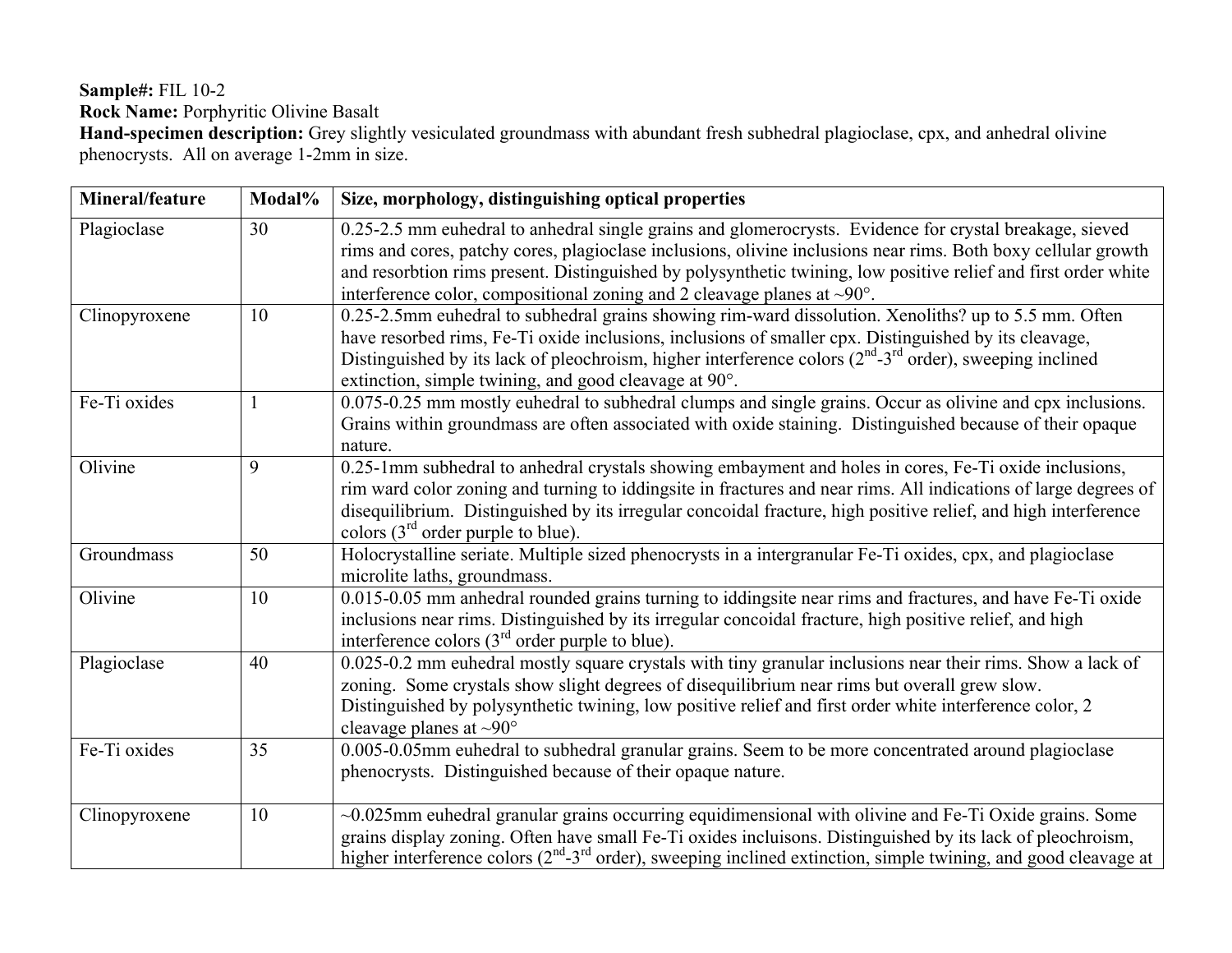**Sample#:** FIL 10-2
**Rock Name:** Porphyritic Olivine Basalt
**Hand-specimen description:** Grey slightly vesiculated groundmass with abundant fresh subhedral plagioclase, cpx, and anhedral olivine phenocrysts. All on average 1-2mm in size.

| Mineral/feature | Modal% | Size, morphology, distinguishing optical properties |
|---|---|---|
| Plagioclase | 30 | 0.25-2.5 mm euhedral to anhedral single grains and glomerocrysts. Evidence for crystal breakage, sieved rims and cores, patchy cores, plagioclase inclusions, olivine inclusions near rims. Both boxy cellular growth and resorbtion rims present. Distinguished by polysynthetic twining, low positive relief and first order white interference color, compositional zoning and 2 cleavage planes at ~90°. |
| Clinopyroxene | 10 | 0.25-2.5mm euhedral to subhedral grains showing rim-ward dissolution. Xenoliths? up to 5.5 mm. Often have resorbed rims, Fe-Ti oxide inclusions, inclusions of smaller cpx. Distinguished by its cleavage, Distinguished by its lack of pleochroism, higher interference colors (2nd-3rd order), sweeping inclined extinction, simple twining, and good cleavage at 90°. |
| Fe-Ti oxides | 1 | 0.075-0.25 mm mostly euhedral to subhedral clumps and single grains. Occur as olivine and cpx inclusions. Grains within groundmass are often associated with oxide staining. Distinguished because of their opaque nature. |
| Olivine | 9 | 0.25-1mm subhedral to anhedral crystals showing embayment and holes in cores, Fe-Ti oxide inclusions, rim ward color zoning and turning to iddingsite in fractures and near rims. All indications of large degrees of disequilibrium. Distinguished by its irregular concoidal fracture, high positive relief, and high interference colors (3rd order purple to blue). |
| Groundmass | 50 | Holocrystalline seriate. Multiple sized phenocrysts in a intergranular Fe-Ti oxides, cpx, and plagioclase microlite laths, groundmass. |
| Olivine | 10 | 0.015-0.05 mm anhedral rounded grains turning to iddingsite near rims and fractures, and have Fe-Ti oxide inclusions near rims. Distinguished by its irregular concoidal fracture, high positive relief, and high interference colors (3rd order purple to blue). |
| Plagioclase | 40 | 0.025-0.2 mm euhedral mostly square crystals with tiny granular inclusions near their rims. Show a lack of zoning. Some crystals show slight degrees of disequilibrium near rims but overall grew slow. Distinguished by polysynthetic twining, low positive relief and first order white interference color, 2 cleavage planes at ~90° |
| Fe-Ti oxides | 35 | 0.005-0.05mm euhedral to subhedral granular grains. Seem to be more concentrated around plagioclase phenocrysts. Distinguished because of their opaque nature. |
| Clinopyroxene | 10 | ~0.025mm euhedral granular grains occurring equidimensional with olivine and Fe-Ti Oxide grains. Some grains display zoning. Often have small Fe-Ti oxides incluisons. Distinguished by its lack of pleochroism, higher interference colors (2nd-3rd order), sweeping inclined extinction, simple twining, and good cleavage at |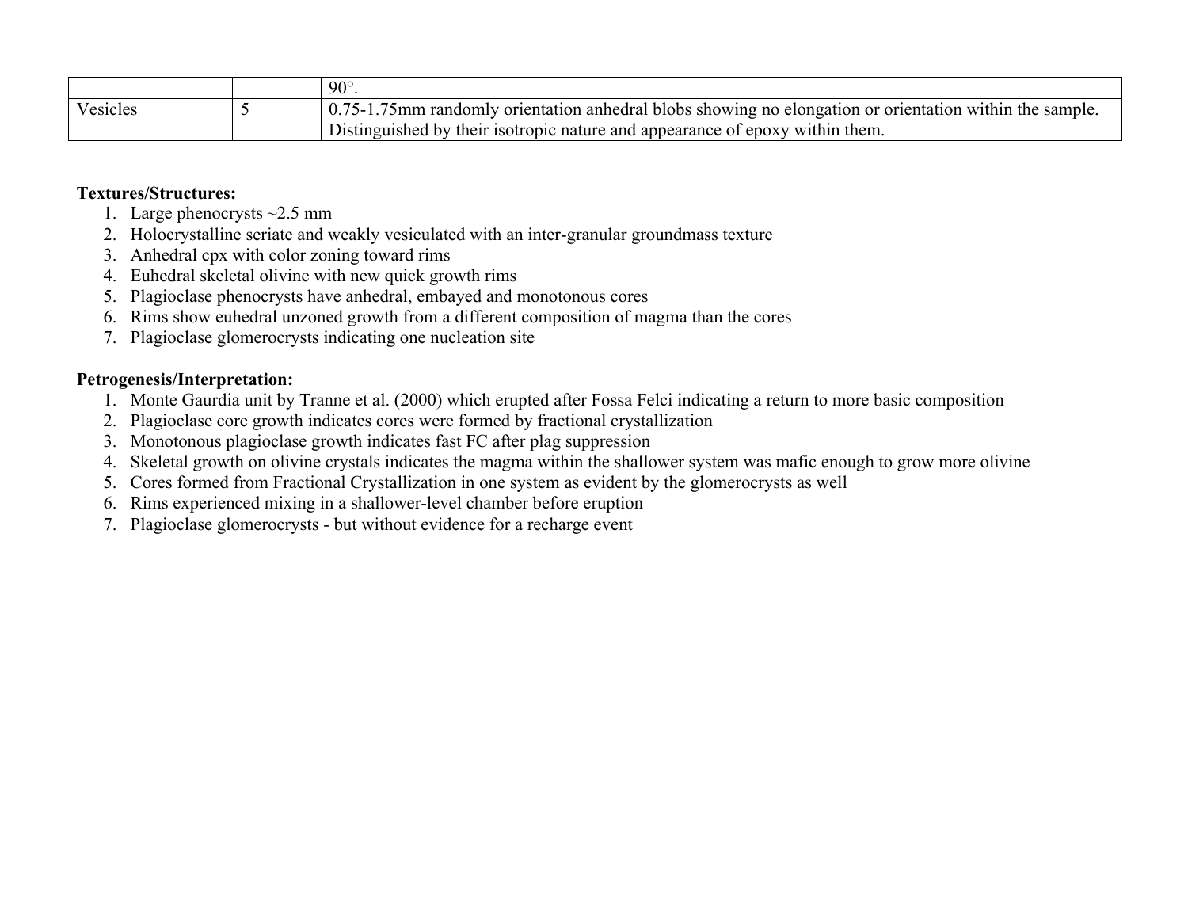| | | |
|---|---|---|
| | | 90°. |
| Vesicles | 5 | 0.75-1.75mm randomly orientation anhedral blobs showing no elongation or orientation within the sample. Distinguished by their isotropic nature and appearance of epoxy within them. |

**Textures/Structures:**

1. Large phenocrysts ~2.5 mm
2. Holocrystalline seriate and weakly vesiculated with an inter-granular groundmass texture
3. Anhedral cpx with color zoning toward rims
4. Euhedral skeletal olivine with new quick growth rims
5. Plagioclase phenocrysts have anhedral, embayed and monotonous cores
6. Rims show euhedral unzoned growth from a different composition of magma than the cores
7. Plagioclase glomerocrysts indicating one nucleation site

**Petrogenesis/Interpretation:**

1. Monte Gaurdia unit by Tranne et al. (2000) which erupted after Fossa Felci indicating a return to more basic composition
2. Plagioclase core growth indicates cores were formed by fractional crystallization
3. Monotonous plagioclase growth indicates fast FC after plag suppression
4. Skeletal growth on olivine crystals indicates the magma within the shallower system was mafic enough to grow more olivine
5. Cores formed from Fractional Crystallization in one system as evident by the glomerocrysts as well
6. Rims experienced mixing in a shallower-level chamber before eruption
7. Plagioclase glomerocrysts - but without evidence for a recharge event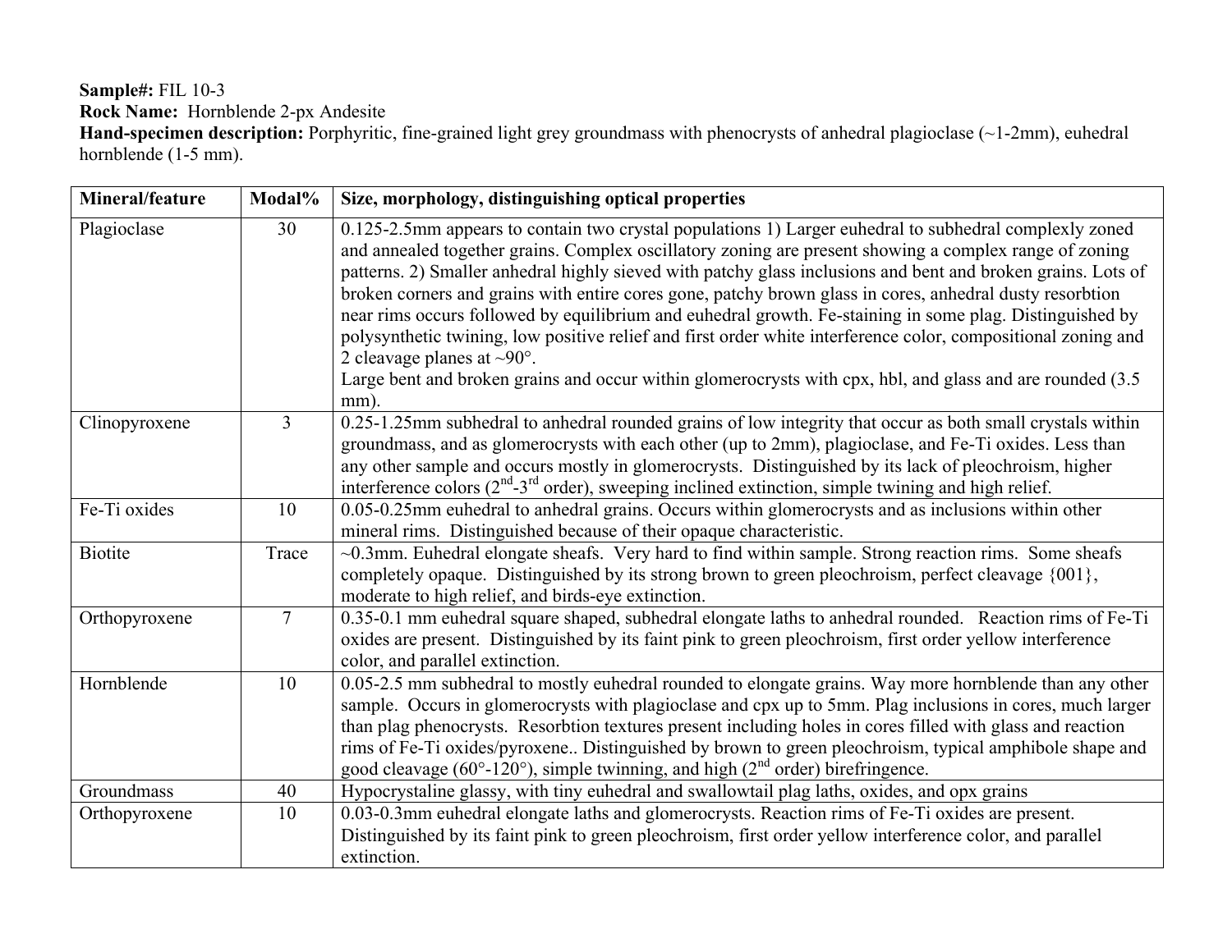**Sample#:** FIL 10-3
**Rock Name:** Hornblende 2-px Andesite
**Hand-specimen description:** Porphyritic, fine-grained light grey groundmass with phenocrysts of anhedral plagioclase (~1-2mm), euhedral hornblende (1-5 mm).

| Mineral/feature | Modal% | Size, morphology, distinguishing optical properties |
|---|---|---|
| Plagioclase | 30 | 0.125-2.5mm appears to contain two crystal populations 1) Larger euhedral to subhedral complexly zoned and annealed together grains. Complex oscillatory zoning are present showing a complex range of zoning patterns. 2) Smaller anhedral highly sieved with patchy glass inclusions and bent and broken grains. Lots of broken corners and grains with entire cores gone, patchy brown glass in cores, anhedral dusty resorbtion near rims occurs followed by equilibrium and euhedral growth. Fe-staining in some plag. Distinguished by polysynthetic twining, low positive relief and first order white interference color, compositional zoning and 2 cleavage planes at ~90°.<br>Large bent and broken grains and occur within glomerocrysts with cpx, hbl, and glass and are rounded (3.5 mm). |
| Clinopyroxene | 3 | 0.25-1.25mm subhedral to anhedral rounded grains of low integrity that occur as both small crystals within groundmass, and as glomerocrysts with each other (up to 2mm), plagioclase, and Fe-Ti oxides. Less than any other sample and occurs mostly in glomerocrysts. Distinguished by its lack of pleochroism, higher interference colors (2nd-3rd order), sweeping inclined extinction, simple twining and high relief. |
| Fe-Ti oxides | 10 | 0.05-0.25mm euhedral to anhedral grains. Occurs within glomerocrysts and as inclusions within other mineral rims. Distinguished because of their opaque characteristic. |
| Biotite | Trace | ~0.3mm. Euhedral elongate sheafs. Very hard to find within sample. Strong reaction rims. Some sheafs completely opaque. Distinguished by its strong brown to green pleochroism, perfect cleavage {001}, moderate to high relief, and birds-eye extinction. |
| Orthopyroxene | 7 | 0.35-0.1 mm euhedral square shaped, subhedral elongate laths to anhedral rounded. Reaction rims of Fe-Ti oxides are present. Distinguished by its faint pink to green pleochroism, first order yellow interference color, and parallel extinction. |
| Hornblende | 10 | 0.05-2.5 mm subhedral to mostly euhedral rounded to elongate grains. Way more hornblende than any other sample. Occurs in glomerocrysts with plagioclase and cpx up to 5mm. Plag inclusions in cores, much larger than plag phenocrysts. Resorbtion textures present including holes in cores filled with glass and reaction rims of Fe-Ti oxides/pyroxene.. Distinguished by brown to green pleochroism, typical amphibole shape and good cleavage (60°-120°), simple twinning, and high (2nd order) birefringence. |
| Groundmass | 40 | Hypocrystaline glassy, with tiny euhedral and swallowtail plag laths, oxides, and opx grains |
| Orthopyroxene | 10 | 0.03-0.3mm euhedral elongate laths and glomerocrysts. Reaction rims of Fe-Ti oxides are present. Distinguished by its faint pink to green pleochroism, first order yellow interference color, and parallel extinction. |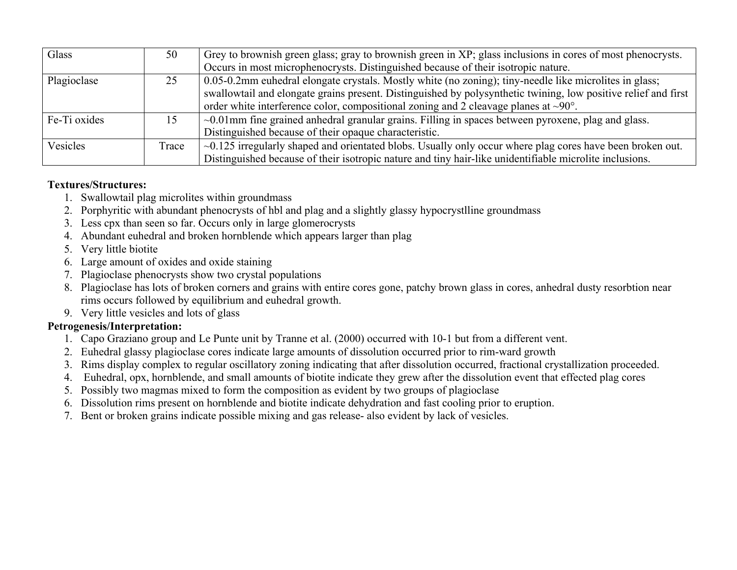| Glass | 50 | Grey to brownish green glass; gray to brownish green in XP; glass inclusions in cores of most phenocrysts. Occurs in most microphenocrysts. Distinguished because of their isotropic nature. |
|---|---|---|
| Plagioclase | 25 | 0.05-0.2mm euhedral elongate crystals. Mostly white (no zoning); tiny-needle like microlites in glass; swallowtail and elongate grains present. Distinguished by polysynthetic twining, low positive relief and first order white interference color, compositional zoning and 2 cleavage planes at ~90°. |
| Fe-Ti oxides | 15 | ~0.01mm fine grained anhedral granular grains. Filling in spaces between pyroxene, plag and glass. Distinguished because of their opaque characteristic. |
| Vesicles | Trace | ~0.125 irregularly shaped and orientated blobs. Usually only occur where plag cores have been broken out. Distinguished because of their isotropic nature and tiny hair-like unidentifiable microlite inclusions. |

**Textures/Structures:**

1. Swallowtail plag microlites within groundmass
2. Porphyritic with abundant phenocrysts of hbl and plag and a slightly glassy hypocrystlline groundmass
3. Less cpx than seen so far. Occurs only in large glomerocrysts
4. Abundant euhedral and broken hornblende which appears larger than plag
5. Very little biotite
6. Large amount of oxides and oxide staining
7. Plagioclase phenocrysts show two crystal populations
8. Plagioclase has lots of broken corners and grains with entire cores gone, patchy brown glass in cores, anhedral dusty resorbtion near rims occurs followed by equilibrium and euhedral growth.
9. Very little vesicles and lots of glass

**Petrogenesis/Interpretation:**

1. Capo Graziano group and Le Punte unit by Tranne et al. (2000) occurred with 10-1 but from a different vent.
2. Euhedral glassy plagioclase cores indicate large amounts of dissolution occurred prior to rim-ward growth
3. Rims display complex to regular oscillatory zoning indicating that after dissolution occurred, fractional crystallization proceeded.
4. Euhedral, opx, hornblende, and small amounts of biotite indicate they grew after the dissolution event that effected plag cores
5. Possibly two magmas mixed to form the composition as evident by two groups of plagioclase
6. Dissolution rims present on hornblende and biotite indicate dehydration and fast cooling prior to eruption.
7. Bent or broken grains indicate possible mixing and gas release- also evident by lack of vesicles.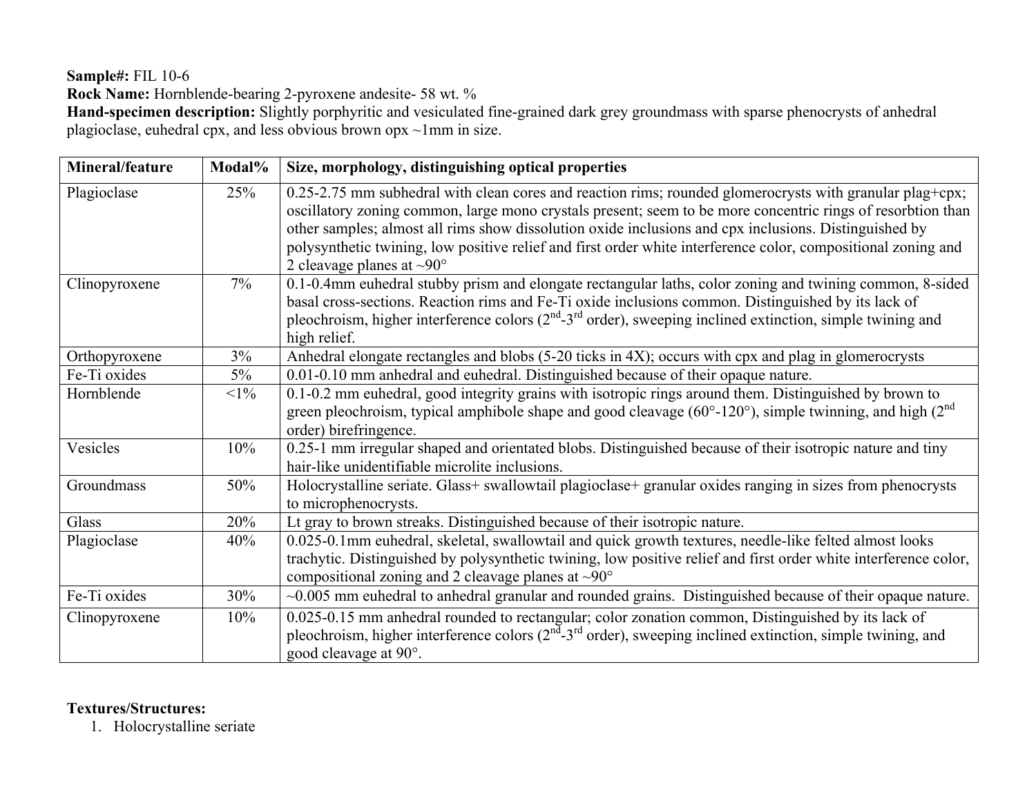**Sample#:** FIL 10-6

**Rock Name:** Hornblende-bearing 2-pyroxene andesite- 58 wt. %

**Hand-specimen description:** Slightly porphyritic and vesiculated fine-grained dark grey groundmass with sparse phenocrysts of anhedral plagioclase, euhedral cpx, and less obvious brown opx ~1mm in size.

| Mineral/feature | Modal% | Size, morphology, distinguishing optical properties |
|---|---|---|
| Plagioclase | 25% | 0.25-2.75 mm subhedral with clean cores and reaction rims; rounded glomerocrysts with granular plag+cpx; oscillatory zoning common, large mono crystals present; seem to be more concentric rings of resorbtion than other samples; almost all rims show dissolution oxide inclusions and cpx inclusions. Distinguished by polysynthetic twining, low positive relief and first order white interference color, compositional zoning and 2 cleavage planes at ~90° |
| Clinopyroxene | 7% | 0.1-0.4mm euhedral stubby prism and elongate rectangular laths, color zoning and twining common, 8-sided basal cross-sections. Reaction rims and Fe-Ti oxide inclusions common. Distinguished by its lack of pleochroism, higher interference colors (2nd-3rd order), sweeping inclined extinction, simple twining and high relief. |
| Orthopyroxene | 3% | Anhedral elongate rectangles and blobs (5-20 ticks in 4X); occurs with cpx and plag in glomerocrysts |
| Fe-Ti oxides | 5% | 0.01-0.10 mm anhedral and euhedral. Distinguished because of their opaque nature. |
| Hornblende | <1% | 0.1-0.2 mm euhedral, good integrity grains with isotropic rings around them. Distinguished by brown to green pleochroism, typical amphibole shape and good cleavage (60°-120°), simple twinning, and high (2nd order) birefringence. |
| Vesicles | 10% | 0.25-1 mm irregular shaped and orientated blobs. Distinguished because of their isotropic nature and tiny hair-like unidentifiable microlite inclusions. |
| Groundmass | 50% | Holocrystalline seriate. Glass+ swallowtail plagioclase+ granular oxides ranging in sizes from phenocrysts to microphenocrysts. |
| Glass | 20% | Lt gray to brown streaks. Distinguished because of their isotropic nature. |
| Plagioclase | 40% | 0.025-0.1mm euhedral, skeletal, swallowtail and quick growth textures, needle-like felted almost looks trachytic. Distinguished by polysynthetic twining, low positive relief and first order white interference color, compositional zoning and 2 cleavage planes at ~90° |
| Fe-Ti oxides | 30% | ~0.005 mm euhedral to anhedral granular and rounded grains. Distinguished because of their opaque nature. |
| Clinopyroxene | 10% | 0.025-0.15 mm anhedral rounded to rectangular; color zonation common, Distinguished by its lack of pleochroism, higher interference colors (2nd-3rd order), sweeping inclined extinction, simple twining, and good cleavage at 90°. |

**Textures/Structures:**

1. Holocrystalline seriate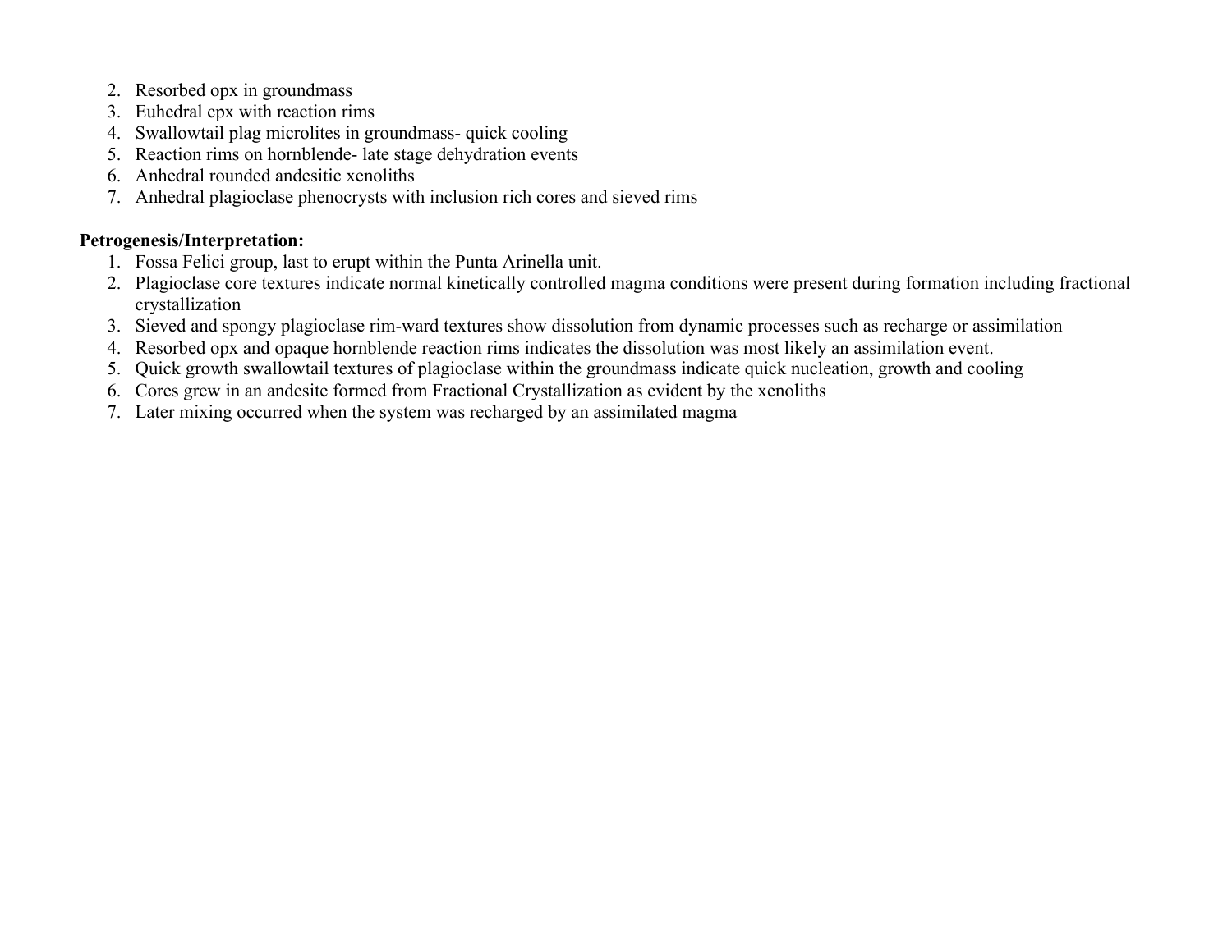2. Resorbed opx in groundmass
3. Euhedral cpx with reaction rims
4. Swallowtail plag microlites in groundmass- quick cooling
5. Reaction rims on hornblende- late stage dehydration events
6. Anhedral rounded andesitic xenoliths
7. Anhedral plagioclase phenocrysts with inclusion rich cores and sieved rims

**Petrogenesis/Interpretation:**

1. Fossa Felici group, last to erupt within the Punta Arinella unit.
2. Plagioclase core textures indicate normal kinetically controlled magma conditions were present during formation including fractional crystallization
3. Sieved and spongy plagioclase rim-ward textures show dissolution from dynamic processes such as recharge or assimilation
4. Resorbed opx and opaque hornblende reaction rims indicates the dissolution was most likely an assimilation event.
5. Quick growth swallowtail textures of plagioclase within the groundmass indicate quick nucleation, growth and cooling
6. Cores grew in an andesite formed from Fractional Crystallization as evident by the xenoliths
7. Later mixing occurred when the system was recharged by an assimilated magma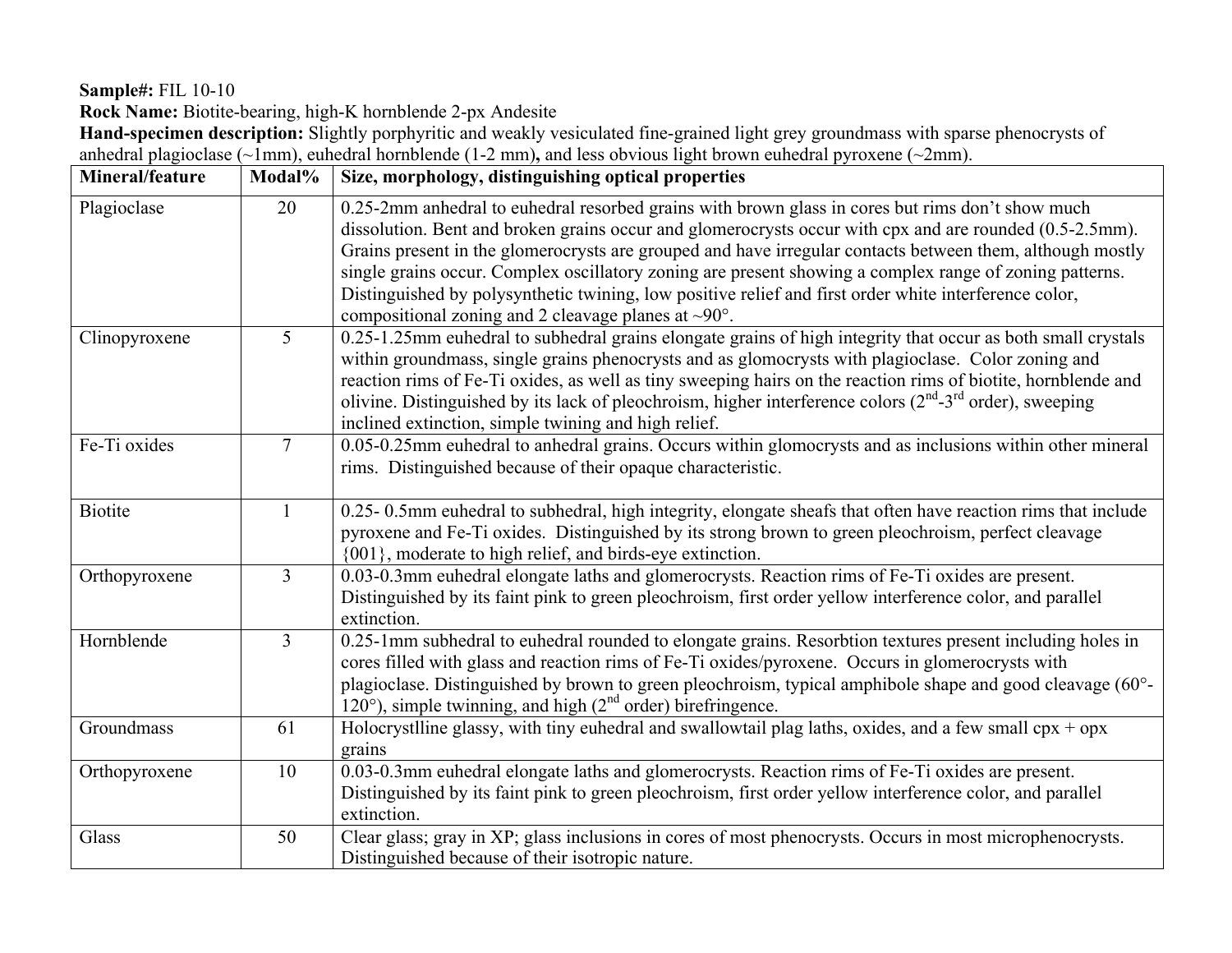**Sample#:** FIL 10-10
**Rock Name:** Biotite-bearing, high-K hornblende 2-px Andesite
**Hand-specimen description:** Slightly porphyritic and weakly vesiculated fine-grained light grey groundmass with sparse phenocrysts of anhedral plagioclase (~1mm), euhedral hornblende (1-2 mm)**,** and less obvious light brown euhedral pyroxene (~2mm).

| Mineral/feature | Modal% | Size, morphology, distinguishing optical properties |
|---|---|---|
| Plagioclase | 20 | 0.25-2mm anhedral to euhedral resorbed grains with brown glass in cores but rims don't show much dissolution. Bent and broken grains occur and glomerocrysts occur with cpx and are rounded (0.5-2.5mm). Grains present in the glomerocrysts are grouped and have irregular contacts between them, although mostly single grains occur. Complex oscillatory zoning are present showing a complex range of zoning patterns. Distinguished by polysynthetic twining, low positive relief and first order white interference color, compositional zoning and 2 cleavage planes at ~90°. |
| Clinopyroxene | 5 | 0.25-1.25mm euhedral to subhedral grains elongate grains of high integrity that occur as both small crystals within groundmass, single grains phenocrysts and as glomocrysts with plagioclase. Color zoning and reaction rims of Fe-Ti oxides, as well as tiny sweeping hairs on the reaction rims of biotite, hornblende and olivine. Distinguished by its lack of pleochroism, higher interference colors (2nd-3rd order), sweeping inclined extinction, simple twining and high relief. |
| Fe-Ti oxides | 7 | 0.05-0.25mm euhedral to anhedral grains. Occurs within glomocrysts and as inclusions within other mineral rims. Distinguished because of their opaque characteristic. |
| Biotite | 1 | 0.25- 0.5mm euhedral to subhedral, high integrity, elongate sheafs that often have reaction rims that include pyroxene and Fe-Ti oxides. Distinguished by its strong brown to green pleochroism, perfect cleavage {001}, moderate to high relief, and birds-eye extinction. |
| Orthopyroxene | 3 | 0.03-0.3mm euhedral elongate laths and glomerocrysts. Reaction rims of Fe-Ti oxides are present. Distinguished by its faint pink to green pleochroism, first order yellow interference color, and parallel extinction. |
| Hornblende | 3 | 0.25-1mm subhedral to euhedral rounded to elongate grains. Resorbtion textures present including holes in cores filled with glass and reaction rims of Fe-Ti oxides/pyroxene. Occurs in glomerocrysts with plagioclase. Distinguished by brown to green pleochroism, typical amphibole shape and good cleavage (60°-120°), simple twinning, and high (2nd order) birefringence. |
| Groundmass | 61 | Holocrystlline glassy, with tiny euhedral and swallowtail plag laths, oxides, and a few small cpx + opx grains |
| Orthopyroxene | 10 | 0.03-0.3mm euhedral elongate laths and glomerocrysts. Reaction rims of Fe-Ti oxides are present. Distinguished by its faint pink to green pleochroism, first order yellow interference color, and parallel extinction. |
| Glass | 50 | Clear glass; gray in XP; glass inclusions in cores of most phenocrysts. Occurs in most microphenocrysts. Distinguished because of their isotropic nature. |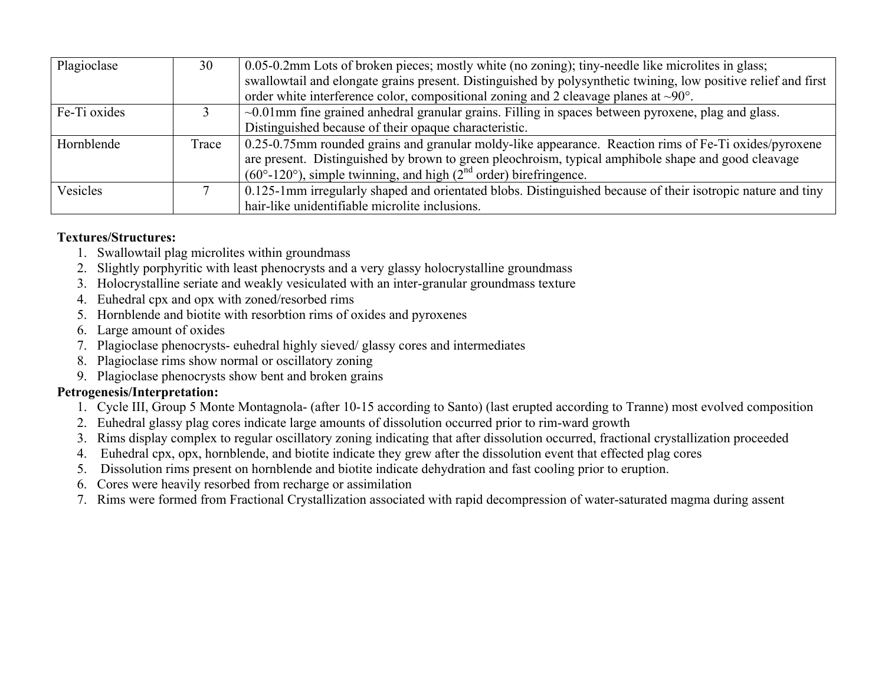| Plagioclase | 30 | 0.05-0.2mm Lots of broken pieces; mostly white (no zoning); tiny-needle like microlites in glass; swallowtail and elongate grains present. Distinguished by polysynthetic twining, low positive relief and first order white interference color, compositional zoning and 2 cleavage planes at ~90°. |
|---|---|---|
| Fe-Ti oxides | 3 | ~0.01mm fine grained anhedral granular grains. Filling in spaces between pyroxene, plag and glass. Distinguished because of their opaque characteristic. |
| Hornblende | Trace | 0.25-0.75mm rounded grains and granular moldy-like appearance. Reaction rims of Fe-Ti oxides/pyroxene are present. Distinguished by brown to green pleochroism, typical amphibole shape and good cleavage (60°-120°), simple twinning, and high (2nd order) birefringence. |
| Vesicles | 7 | 0.125-1mm irregularly shaped and orientated blobs. Distinguished because of their isotropic nature and tiny hair-like unidentifiable microlite inclusions. |

**Textures/Structures:**

1. Swallowtail plag microlites within groundmass
2. Slightly porphyritic with least phenocrysts and a very glassy holocrystalline groundmass
3. Holocrystalline seriate and weakly vesiculated with an inter-granular groundmass texture
4. Euhedral cpx and opx with zoned/resorbed rims
5. Hornblende and biotite with resorbtion rims of oxides and pyroxenes
6. Large amount of oxides
7. Plagioclase phenocrysts- euhedral highly sieved/ glassy cores and intermediates
8. Plagioclase rims show normal or oscillatory zoning
9. Plagioclase phenocrysts show bent and broken grains

**Petrogenesis/Interpretation:**

1. Cycle III, Group 5 Monte Montagnola- (after 10-15 according to Santo) (last erupted according to Tranne) most evolved composition
2. Euhedral glassy plag cores indicate large amounts of dissolution occurred prior to rim-ward growth
3. Rims display complex to regular oscillatory zoning indicating that after dissolution occurred, fractional crystallization proceeded
4. Euhedral cpx, opx, hornblende, and biotite indicate they grew after the dissolution event that effected plag cores
5. Dissolution rims present on hornblende and biotite indicate dehydration and fast cooling prior to eruption.
6. Cores were heavily resorbed from recharge or assimilation
7. Rims were formed from Fractional Crystallization associated with rapid decompression of water-saturated magma during assent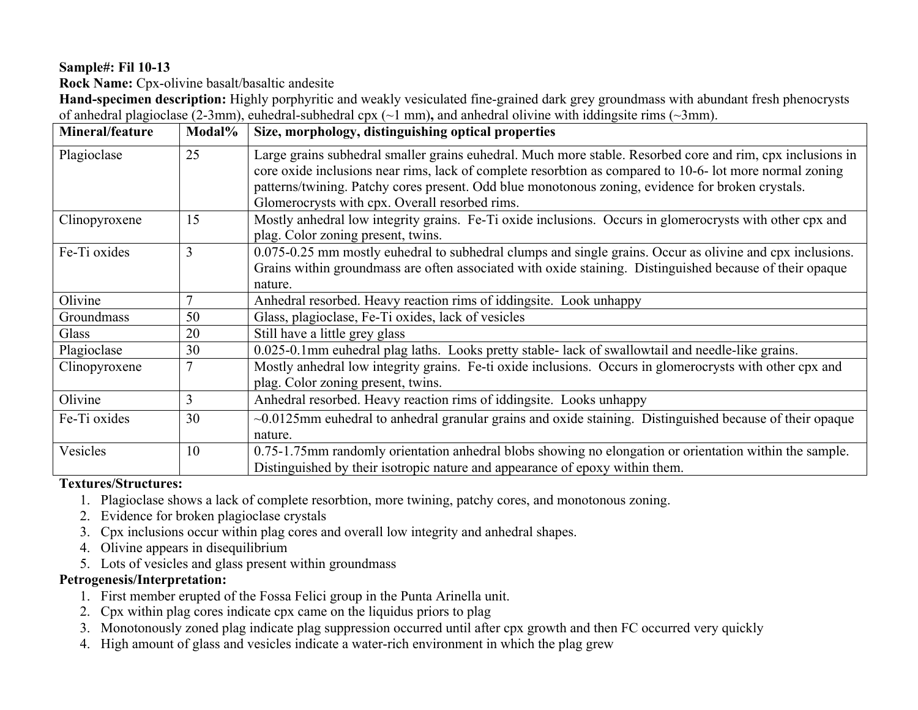**Sample#: Fil 10-13**

**Rock Name:** Cpx-olivine basalt/basaltic andesite

**Hand-specimen description:** Highly porphyritic and weakly vesiculated fine-grained dark grey groundmass with abundant fresh phenocrysts of anhedral plagioclase (2-3mm), euhedral-subhedral cpx (~1 mm)**,** and anhedral olivine with iddingsite rims (~3mm).

| Mineral/feature | Modal% | Size, morphology, distinguishing optical properties |
|---|---|---|
| Plagioclase | 25 | Large grains subhedral smaller grains euhedral. Much more stable. Resorbed core and rim, cpx inclusions in core oxide inclusions near rims, lack of complete resorbtion as compared to 10-6- lot more normal zoning patterns/twining. Patchy cores present. Odd blue monotonous zoning, evidence for broken crystals. Glomerocrysts with cpx. Overall resorbed rims. |
| Clinopyroxene | 15 | Mostly anhedral low integrity grains. Fe-Ti oxide inclusions. Occurs in glomerocrysts with other cpx and plag. Color zoning present, twins. |
| Fe-Ti oxides | 3 | 0.075-0.25 mm mostly euhedral to subhedral clumps and single grains. Occur as olivine and cpx inclusions. Grains within groundmass are often associated with oxide staining. Distinguished because of their opaque nature. |
| Olivine | 7 | Anhedral resorbed. Heavy reaction rims of iddingsite. Look unhappy |
| Groundmass | 50 | Glass, plagioclase, Fe-Ti oxides, lack of vesicles |
| Glass | 20 | Still have a little grey glass |
| Plagioclase | 30 | 0.025-0.1mm euhedral plag laths. Looks pretty stable- lack of swallowtail and needle-like grains. |
| Clinopyroxene | 7 | Mostly anhedral low integrity grains. Fe-ti oxide inclusions. Occurs in glomerocrysts with other cpx and plag. Color zoning present, twins. |
| Olivine | 3 | Anhedral resorbed. Heavy reaction rims of iddingsite. Looks unhappy |
| Fe-Ti oxides | 30 | ~0.0125mm euhedral to anhedral granular grains and oxide staining. Distinguished because of their opaque nature. |
| Vesicles | 10 | 0.75-1.75mm randomly orientation anhedral blobs showing no elongation or orientation within the sample. Distinguished by their isotropic nature and appearance of epoxy within them. |

**Textures/Structures:**

1. Plagioclase shows a lack of complete resorbtion, more twining, patchy cores, and monotonous zoning.
2. Evidence for broken plagioclase crystals
3. Cpx inclusions occur within plag cores and overall low integrity and anhedral shapes.
4. Olivine appears in disequilibrium
5. Lots of vesicles and glass present within groundmass

**Petrogenesis/Interpretation:**

1. First member erupted of the Fossa Felici group in the Punta Arinella unit.
2. Cpx within plag cores indicate cpx came on the liquidus priors to plag
3. Monotonously zoned plag indicate plag suppression occurred until after cpx growth and then FC occurred very quickly
4. High amount of glass and vesicles indicate a water-rich environment in which the plag grew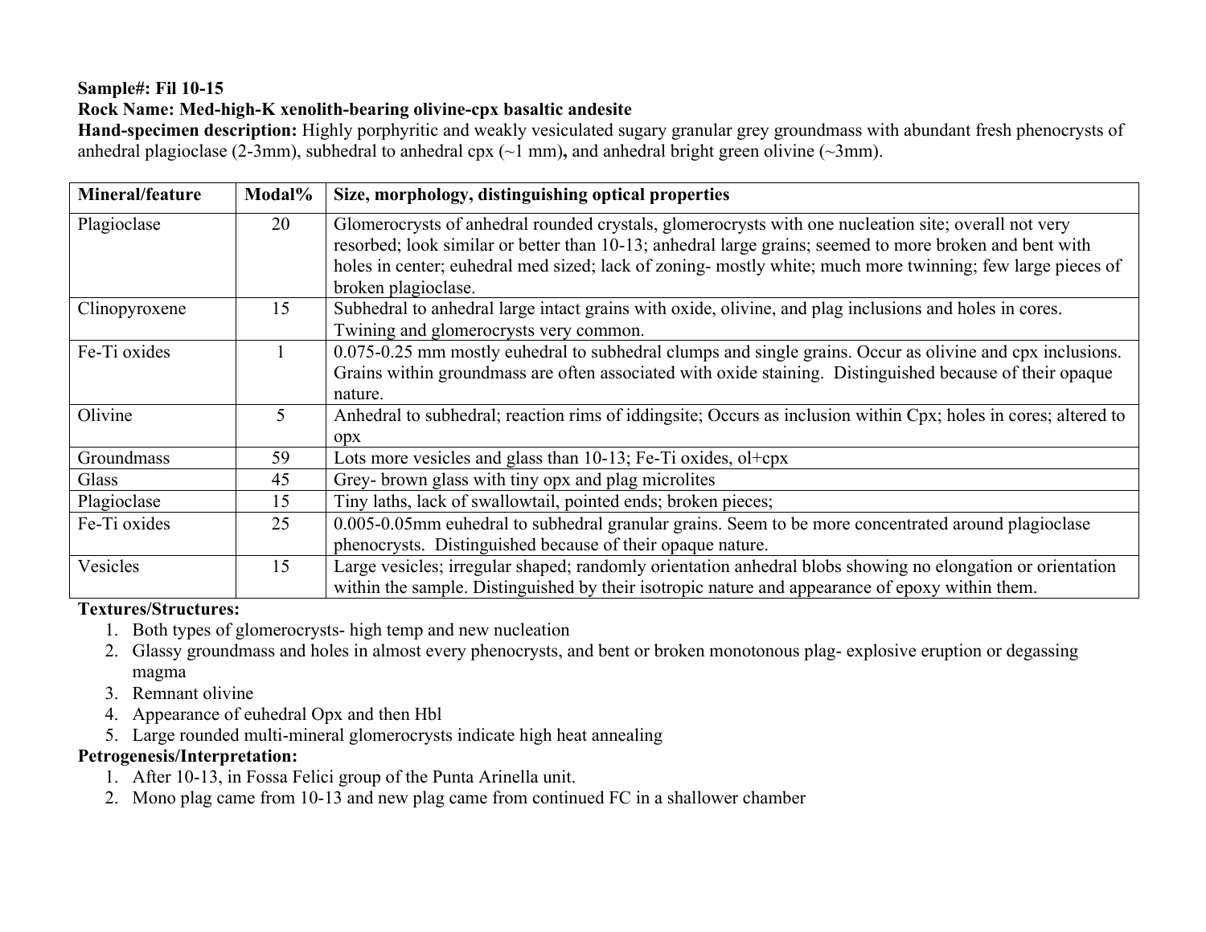**Sample#: Fil 10-15**
**Rock Name: Med-high-K xenolith-bearing olivine-cpx basaltic andesite**
**Hand-specimen description:** Highly porphyritic and weakly vesiculated sugary granular grey groundmass with abundant fresh phenocrysts of anhedral plagioclase (2-3mm), subhedral to anhedral cpx (~1 mm)**,** and anhedral bright green olivine (~3mm).

| Mineral/feature | Modal% | Size, morphology, distinguishing optical properties |
|---|---|---|
| Plagioclase | 20 | Glomerocrysts of anhedral rounded crystals, glomerocrysts with one nucleation site; overall not very resorbed; look similar or better than 10-13; anhedral large grains; seemed to more broken and bent with holes in center; euhedral med sized; lack of zoning- mostly white; much more twinning; few large pieces of broken plagioclase. |
| Clinopyroxene | 15 | Subhedral to anhedral large intact grains with oxide, olivine, and plag inclusions and holes in cores. Twining and glomerocrysts very common. |
| Fe-Ti oxides | 1 | 0.075-0.25 mm mostly euhedral to subhedral clumps and single grains. Occur as olivine and cpx inclusions. Grains within groundmass are often associated with oxide staining. Distinguished because of their opaque nature. |
| Olivine | 5 | Anhedral to subhedral; reaction rims of iddingsite; Occurs as inclusion within Cpx; holes in cores; altered to opx |
| Groundmass | 59 | Lots more vesicles and glass than 10-13; Fe-Ti oxides, ol+cpx |
| Glass | 45 | Grey- brown glass with tiny opx and plag microlites |
| Plagioclase | 15 | Tiny laths, lack of swallowtail, pointed ends; broken pieces; |
| Fe-Ti oxides | 25 | 0.005-0.05mm euhedral to subhedral granular grains. Seem to be more concentrated around plagioclase phenocrysts. Distinguished because of their opaque nature. |
| Vesicles | 15 | Large vesicles; irregular shaped; randomly orientation anhedral blobs showing no elongation or orientation within the sample. Distinguished by their isotropic nature and appearance of epoxy within them. |

**Textures/Structures:**

1. Both types of glomerocrysts- high temp and new nucleation
2. Glassy groundmass and holes in almost every phenocrysts, and bent or broken monotonous plag- explosive eruption or degassing magma
3. Remnant olivine
4. Appearance of euhedral Opx and then Hbl
5. Large rounded multi-mineral glomerocrysts indicate high heat annealing

**Petrogenesis/Interpretation:**

1. After 10-13, in Fossa Felici group of the Punta Arinella unit.
2. Mono plag came from 10-13 and new plag came from continued FC in a shallower chamber